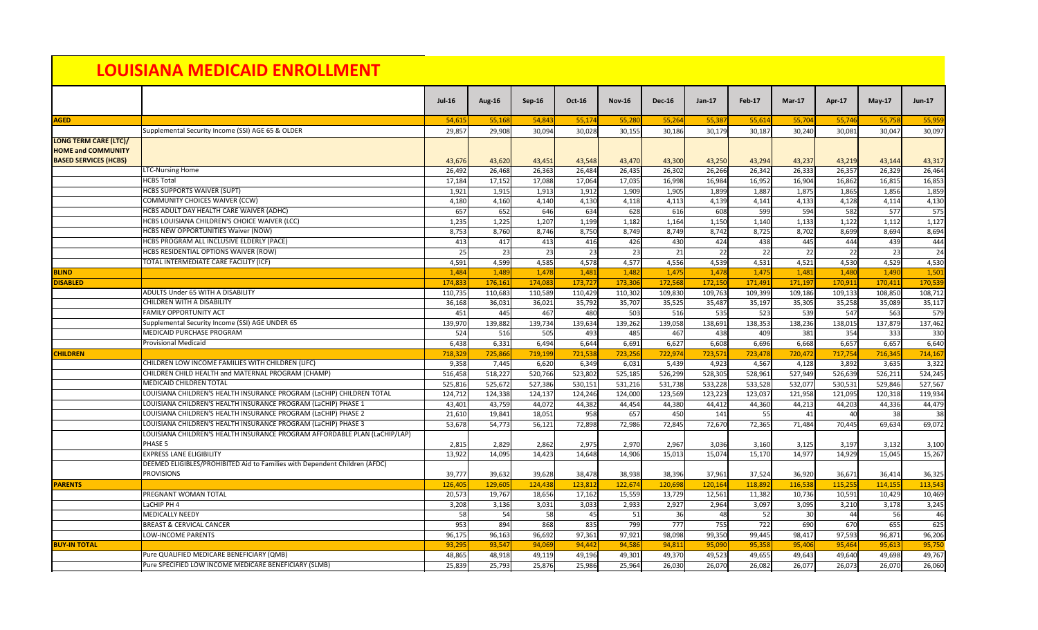# LOUISIANA MEDICAID ENROLLMENT

| | | Jul-16 | Aug-16 | Sep-16 | Oct-16 | Nov-16 | Dec-16 | Jan-17 | Feb-17 | Mar-17 | Apr-17 | May-17 | Jun-17 |
|---|---|---|---|---|---|---|---|---|---|---|---|---|---|
| **AGED** | | 54,615 | 55,168 | 54,843 | 55,174 | 55,280 | 55,264 | 55,387 | 55,614 | 55,704 | 55,746 | 55,758 | 55,959 |
| | Supplemental Security Income (SSI) AGE 65 & OLDER | 29,857 | 29,908 | 30,094 | 30,028 | 30,155 | 30,186 | 30,179 | 30,187 | 30,240 | 30,081 | 30,047 | 30,097 |
| **LONG TERM CARE (LTC)/ HOME and COMMUNITY BASED SERVICES (HCBS)** | | 43,676 | 43,620 | 43,451 | 43,548 | 43,470 | 43,300 | 43,250 | 43,294 | 43,237 | 43,219 | 43,144 | 43,317 |
| | LTC-Nursing Home | 26,492 | 26,468 | 26,363 | 26,484 | 26,435 | 26,302 | 26,266 | 26,342 | 26,333 | 26,357 | 26,329 | 26,464 |
| | HCBS Total | 17,184 | 17,152 | 17,088 | 17,064 | 17,035 | 16,998 | 16,984 | 16,952 | 16,904 | 16,862 | 16,815 | 16,853 |
| | HCBS SUPPORTS WAIVER (SUPT) | 1,921 | 1,915 | 1,913 | 1,912 | 1,909 | 1,905 | 1,899 | 1,887 | 1,875 | 1,865 | 1,856 | 1,859 |
| | COMMUNITY CHOICES WAIVER (CCW) | 4,180 | 4,160 | 4,140 | 4,130 | 4,118 | 4,113 | 4,139 | 4,141 | 4,133 | 4,128 | 4,114 | 4,130 |
| | HCBS ADULT DAY HEALTH CARE WAIVER (ADHC) | 657 | 652 | 646 | 634 | 628 | 616 | 608 | 599 | 594 | 582 | 577 | 575 |
| | HCBS LOUISIANA CHILDREN'S CHOICE WAIVER (LCC) | 1,235 | 1,225 | 1,207 | 1,199 | 1,182 | 1,164 | 1,150 | 1,140 | 1,133 | 1,122 | 1,112 | 1,127 |
| | HCBS NEW OPPORTUNITIES Waiver (NOW) | 8,753 | 8,760 | 8,746 | 8,750 | 8,749 | 8,749 | 8,742 | 8,725 | 8,702 | 8,699 | 8,694 | 8,694 |
| | HCBS PROGRAM ALL INCLUSIVE ELDERLY (PACE) | 413 | 417 | 413 | 416 | 426 | 430 | 424 | 438 | 445 | 444 | 439 | 444 |
| | HCBS RESIDENTIAL OPTIONS WAIVER (ROW) | 25 | 23 | 23 | 23 | 23 | 21 | 22 | 22 | 22 | 22 | 23 | 24 |
| | TOTAL INTERMEDIATE CARE FACILITY (ICF) | 4,591 | 4,599 | 4,585 | 4,578 | 4,577 | 4,556 | 4,539 | 4,531 | 4,521 | 4,530 | 4,529 | 4,530 |
| **BLIND** | | 1,484 | 1,489 | 1,478 | 1,481 | 1,482 | 1,475 | 1,478 | 1,475 | 1,481 | 1,480 | 1,490 | 1,501 |
| **DISABLED** | | 174,833 | 176,161 | 174,083 | 173,727 | 173,306 | 172,568 | 172,150 | 171,491 | 171,197 | 170,911 | 170,411 | 170,539 |
| | ADULTS Under 65 WITH A DISABILITY | 110,735 | 110,683 | 110,589 | 110,429 | 110,302 | 109,830 | 109,763 | 109,399 | 109,186 | 109,133 | 108,850 | 108,712 |
| | CHILDREN WITH A DISABILITY | 36,168 | 36,031 | 36,021 | 35,792 | 35,707 | 35,525 | 35,487 | 35,197 | 35,305 | 35,258 | 35,089 | 35,117 |
| | FAMILY OPPORTUNITY ACT | 451 | 445 | 467 | 480 | 503 | 516 | 535 | 523 | 539 | 547 | 563 | 579 |
| | Supplemental Security Income (SSI) AGE UNDER 65 | 139,970 | 139,882 | 139,734 | 139,634 | 139,262 | 139,058 | 138,691 | 138,353 | 138,236 | 138,015 | 137,879 | 137,462 |
| | MEDICAID PURCHASE PROGRAM | 524 | 516 | 505 | 493 | 485 | 467 | 438 | 409 | 381 | 354 | 333 | 330 |
| | Provisional Medicaid | 6,438 | 6,331 | 6,494 | 6,644 | 6,691 | 6,627 | 6,608 | 6,696 | 6,668 | 6,657 | 6,657 | 6,640 |
| **CHILDREN** | | 718,329 | 725,866 | 719,199 | 721,538 | 723,256 | 722,974 | 723,571 | 723,478 | 720,472 | 717,754 | 716,345 | 714,167 |
| | CHILDREN LOW INCOME FAMILIES WITH CHILDREN (LIFC) | 9,358 | 7,445 | 6,620 | 6,349 | 6,031 | 5,439 | 4,923 | 4,567 | 4,128 | 3,892 | 3,635 | 3,322 |
| | CHILDREN CHILD HEALTH and MATERNAL PROGRAM (CHAMP) | 516,458 | 518,227 | 520,766 | 523,802 | 525,185 | 526,299 | 528,305 | 528,961 | 527,949 | 526,639 | 526,211 | 524,245 |
| | MEDICAID CHILDREN TOTAL | 525,816 | 525,672 | 527,386 | 530,151 | 531,216 | 531,738 | 533,228 | 533,528 | 532,077 | 530,531 | 529,846 | 527,567 |
| | LOUISIANA CHILDREN'S HEALTH INSURANCE PROGRAM (LaCHIP) CHILDREN TOTAL | 124,712 | 124,338 | 124,137 | 124,246 | 124,000 | 123,569 | 123,223 | 123,037 | 121,958 | 121,095 | 120,318 | 119,934 |
| | LOUISIANA CHILDREN'S HEALTH INSURANCE PROGRAM (LaCHIP) PHASE 1 | 43,401 | 43,759 | 44,072 | 44,382 | 44,454 | 44,380 | 44,412 | 44,360 | 44,213 | 44,203 | 44,336 | 44,479 |
| | LOUISIANA CHILDREN'S HEALTH INSURANCE PROGRAM (LaCHIP) PHASE 2 | 21,610 | 19,841 | 18,051 | 958 | 657 | 450 | 141 | 55 | 41 | 40 | 38 | 38 |
| | LOUISIANA CHILDREN'S HEALTH INSURANCE PROGRAM (LaCHIP) PHASE 3 | 53,678 | 54,773 | 56,121 | 72,898 | 72,986 | 72,845 | 72,670 | 72,365 | 71,484 | 70,445 | 69,634 | 69,072 |
| | LOUISIANA CHILDREN'S HEALTH INSURANCE PROGRAM AFFORDABLE PLAN (LaCHIP/LAP) PHASE 5 | 2,815 | 2,829 | 2,862 | 2,975 | 2,970 | 2,967 | 3,036 | 3,160 | 3,125 | 3,197 | 3,132 | 3,100 |
| | EXPRESS LANE ELIGIBILITY | 13,922 | 14,095 | 14,423 | 14,648 | 14,906 | 15,013 | 15,074 | 15,170 | 14,977 | 14,929 | 15,045 | 15,267 |
| | DEEMED ELIGIBLES/PROHIBITED Aid to Families with Dependent Children (AFDC) PROVISIONS | 39,777 | 39,632 | 39,628 | 38,478 | 38,938 | 38,396 | 37,961 | 37,524 | 36,920 | 36,671 | 36,414 | 36,325 |
| **PARENTS** | | 126,405 | 129,605 | 124,438 | 123,812 | 122,674 | 120,698 | 120,164 | 118,892 | 116,538 | 115,255 | 114,155 | 113,543 |
| | PREGNANT WOMAN TOTAL | 20,573 | 19,767 | 18,656 | 17,162 | 15,559 | 13,729 | 12,561 | 11,382 | 10,736 | 10,591 | 10,429 | 10,469 |
| | LaCHIP PH 4 | 3,208 | 3,136 | 3,031 | 3,033 | 2,933 | 2,927 | 2,964 | 3,097 | 3,095 | 3,210 | 3,178 | 3,245 |
| | MEDICALLY NEEDY | 58 | 54 | 58 | 45 | 51 | 36 | 48 | 52 | 30 | 44 | 56 | 46 |
| | BREAST & CERVICAL CANCER | 953 | 894 | 868 | 835 | 799 | 777 | 755 | 722 | 690 | 670 | 655 | 625 |
| | LOW-INCOME PARENTS | 96,175 | 96,163 | 96,692 | 97,361 | 97,921 | 98,098 | 99,350 | 99,445 | 98,417 | 97,593 | 96,871 | 96,206 |
| **BUY-IN TOTAL** | | 93,295 | 93,547 | 94,069 | 94,442 | 94,586 | 94,811 | 95,090 | 95,358 | 95,406 | 95,464 | 95,613 | 95,750 |
| | Pure QUALIFIED MEDICARE BENEFICIARY (QMB) | 48,865 | 48,918 | 49,119 | 49,196 | 49,301 | 49,370 | 49,523 | 49,655 | 49,643 | 49,640 | 49,698 | 49,767 |
| | Pure SPECIFIED LOW INCOME MEDICARE BENEFICIARY (SLMB) | 25,839 | 25,793 | 25,876 | 25,986 | 25,964 | 26,030 | 26,070 | 26,082 | 26,077 | 26,073 | 26,070 | 26,060 |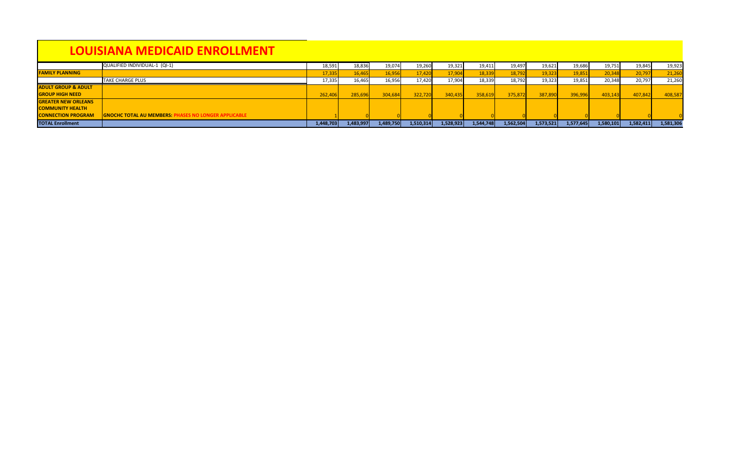# LOUISIANA MEDICAID ENROLLMENT

| | | | | | | | | | | | | | |
|---|---|---|---|---|---|---|---|---|---|---|---|---|---|
| | QUALIFIED INDIVIDUAL-1 (QI-1) | 18,591 | 18,836 | 19,074 | 19,260 | 19,321 | 19,411 | 19,497 | 19,621 | 19,686 | 19,751 | 19,845 | 19,923 |
| **FAMILY PLANNING** | | 17,335 | 16,465 | 16,956 | 17,420 | 17,904 | 18,339 | 18,792 | 19,323 | 19,851 | 20,348 | 20,797 | 21,260 |
| | TAKE CHARGE PLUS | 17,335 | 16,465 | 16,956 | 17,420 | 17,904 | 18,339 | 18,792 | 19,323 | 19,851 | 20,348 | 20,797 | 21,260 |
| **ADULT GROUP & ADULT GROUP HIGH NEED** | | 262,406 | 285,696 | 304,684 | 322,720 | 340,435 | 358,619 | 375,872 | 387,890 | 396,996 | 403,143 | 407,842 | 408,587 |
| **GREATER NEW ORLEANS COMMUNITY HEALTH CONNECTION PROGRAM** | **GNOCHC TOTAL AU MEMBERS: PHASES NO LONGER APPLICABLE** | 1 | 0 | 0 | 0 | 0 | 0 | 0 | 0 | 0 | 0 | 0 | 0 |
| **TOTAL Enrollment** | | 1,448,703 | 1,483,997 | 1,489,750 | 1,510,314 | 1,528,923 | 1,544,748 | 1,562,504 | 1,573,521 | 1,577,645 | 1,580,101 | 1,582,411 | 1,581,306 |